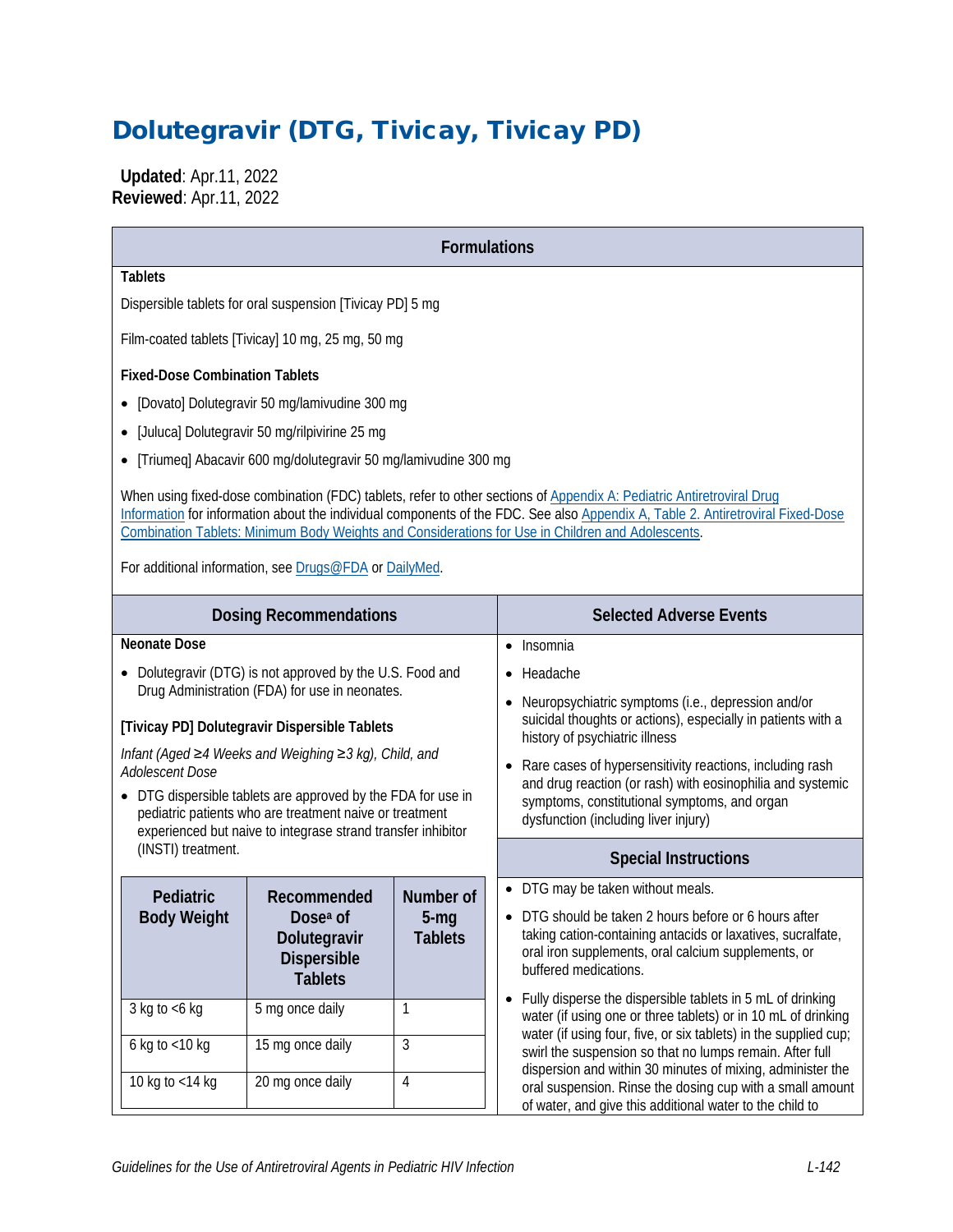# Dolutegravir (DTG, Tivicay, Tivicay PD)

**Updated**: Apr.11, 2022
**Reviewed**: Apr.11, 2022

## Formulations

**Tablets**

Dispersible tablets for oral suspension [Tivicay PD] 5 mg

Film-coated tablets [Tivicay] 10 mg, 25 mg, 50 mg

**Fixed-Dose Combination Tablets**

- [Dovato] Dolutegravir 50 mg/lamivudine 300 mg
- [Juluca] Dolutegravir 50 mg/rilpivirine 25 mg
- [Triumeq] Abacavir 600 mg/dolutegravir 50 mg/lamivudine 300 mg

When using fixed-dose combination (FDC) tablets, refer to other sections of Appendix A: Pediatric Antiretroviral Drug Information for information about the individual components of the FDC. See also Appendix A, Table 2. Antiretroviral Fixed-Dose Combination Tablets: Minimum Body Weights and Considerations for Use in Children and Adolescents.

For additional information, see Drugs@FDA or DailyMed.

## Dosing Recommendations

**Neonate Dose**

- Dolutegravir (DTG) is not approved by the U.S. Food and Drug Administration (FDA) for use in neonates.

**[Tivicay PD] Dolutegravir Dispersible Tablets**

*Infant (Aged ≥4 Weeks and Weighing ≥3 kg), Child, and Adolescent Dose*

- DTG dispersible tablets are approved by the FDA for use in pediatric patients who are treatment naive or treatment experienced but naive to integrase strand transfer inhibitor (INSTI) treatment.

| Pediatric Body Weight | Recommended Dose[a] of Dolutegravir Dispersible Tablets | Number of 5-mg Tablets |
|---|---|---|
| 3 kg to <6 kg | 5 mg once daily | 1 |
| 6 kg to <10 kg | 15 mg once daily | 3 |
| 10 kg to <14 kg | 20 mg once daily | 4 |

## Selected Adverse Events

- Insomnia
- Headache
- Neuropsychiatric symptoms (i.e., depression and/or suicidal thoughts or actions), especially in patients with a history of psychiatric illness
- Rare cases of hypersensitivity reactions, including rash and drug reaction (or rash) with eosinophilia and systemic symptoms, constitutional symptoms, and organ dysfunction (including liver injury)

## Special Instructions

- DTG may be taken without meals.
- DTG should be taken 2 hours before or 6 hours after taking cation-containing antacids or laxatives, sucralfate, oral iron supplements, oral calcium supplements, or buffered medications.
- Fully disperse the dispersible tablets in 5 mL of drinking water (if using one or three tablets) or in 10 mL of drinking water (if using four, five, or six tablets) in the supplied cup; swirl the suspension so that no lumps remain. After full dispersion and within 30 minutes of mixing, administer the oral suspension. Rinse the dosing cup with a small amount of water, and give this additional water to the child to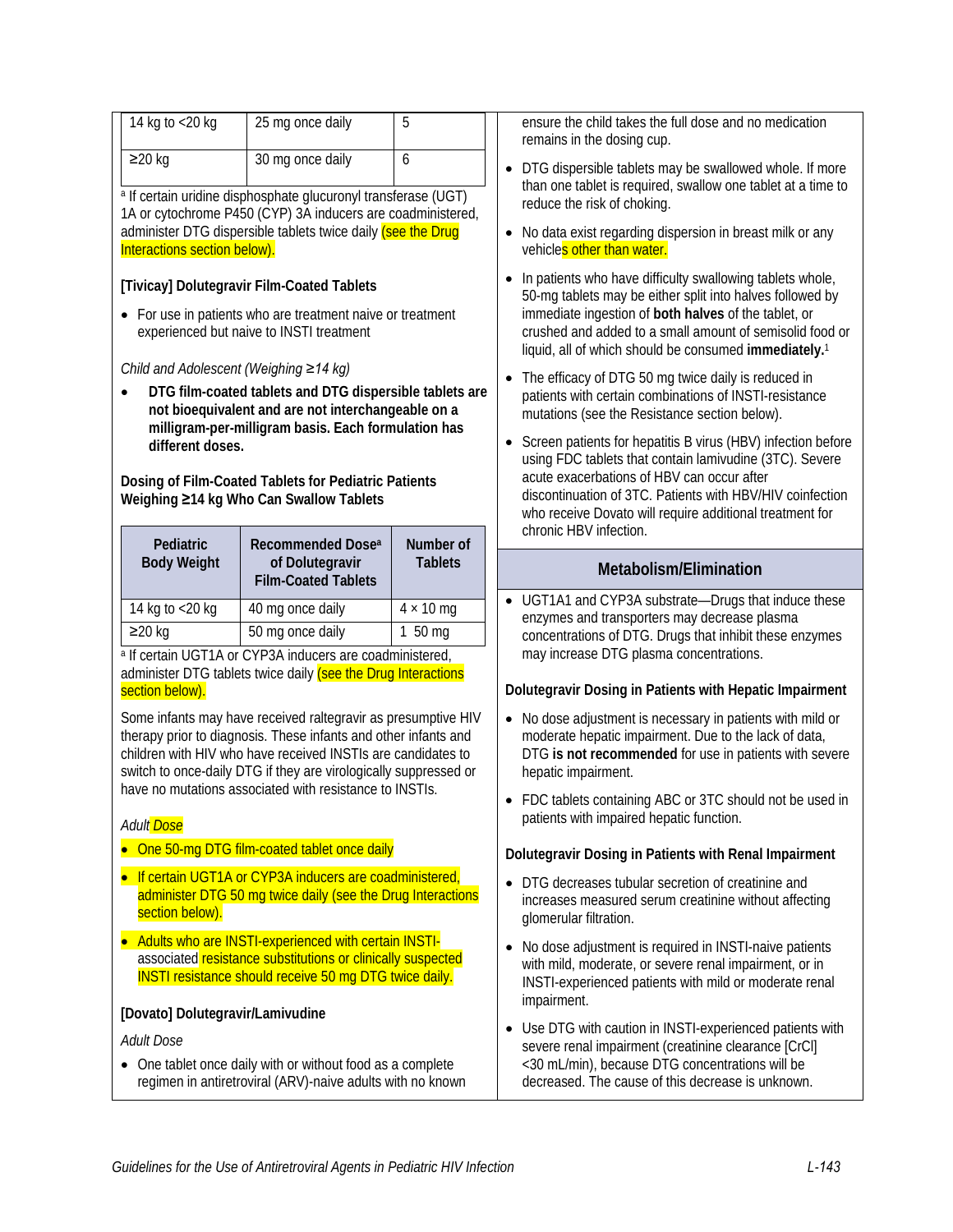| 14 kg to <20 kg | 25 mg once daily | 5 |
| --- | --- | --- |
| ≥20 kg | 30 mg once daily | 6 |

[a] If certain uridine disphosphate glucuronyl transferase (UGT) 1A or cytochrome P450 (CYP) 3A inducers are coadministered, administer DTG dispersible tablets twice daily (see the Drug Interactions section below).

**[Tivicay] Dolutegravir Film-Coated Tablets**

- For use in patients who are treatment naive or treatment experienced but naive to INSTI treatment

*Child and Adolescent (Weighing ≥14 kg)*

- **DTG film-coated tablets and DTG dispersible tablets are not bioequivalent and are not interchangeable on a milligram-per-milligram basis. Each formulation has different doses.**

**Dosing of Film-Coated Tablets for Pediatric Patients Weighing ≥14 kg Who Can Swallow Tablets**

| Pediatric Body Weight | Recommended Dose[a] of Dolutegravir Film-Coated Tablets | Number of Tablets |
| --- | --- | --- |
| 14 kg to <20 kg | 40 mg once daily | 4 × 10 mg |
| ≥20 kg | 50 mg once daily | 1 50 mg |

[a] If certain UGT1A or CYP3A inducers are coadministered, administer DTG tablets twice daily (see the Drug Interactions section below).

Some infants may have received raltegravir as presumptive HIV therapy prior to diagnosis. These infants and other infants and children with HIV who have received INSTIs are candidates to switch to once-daily DTG if they are virologically suppressed or have no mutations associated with resistance to INSTIs.

*Adult Dose*

- One 50-mg DTG film-coated tablet once daily
- If certain UGT1A or CYP3A inducers are coadministered, administer DTG 50 mg twice daily (see the Drug Interactions section below).
- Adults who are INSTI-experienced with certain INSTI-associated resistance substitutions or clinically suspected INSTI resistance should receive 50 mg DTG twice daily.

**[Dovato] Dolutegravir/Lamivudine**

*Adult Dose*

- One tablet once daily with or without food as a complete regimen in antiretroviral (ARV)-naive adults with no known

ensure the child takes the full dose and no medication remains in the dosing cup.

- DTG dispersible tablets may be swallowed whole. If more than one tablet is required, swallow one tablet at a time to reduce the risk of choking.
- No data exist regarding dispersion in breast milk or any vehicles other than water.
- In patients who have difficulty swallowing tablets whole, 50-mg tablets may be either split into halves followed by immediate ingestion of **both halves** of the tablet, or crushed and added to a small amount of semisolid food or liquid, all of which should be consumed **immediately.**[1]
- The efficacy of DTG 50 mg twice daily is reduced in patients with certain combinations of INSTI-resistance mutations (see the Resistance section below).
- Screen patients for hepatitis B virus (HBV) infection before using FDC tablets that contain lamivudine (3TC). Severe acute exacerbations of HBV can occur after discontinuation of 3TC. Patients with HBV/HIV coinfection who receive Dovato will require additional treatment for chronic HBV infection.

## Metabolism/Elimination

- UGT1A1 and CYP3A substrate—Drugs that induce these enzymes and transporters may decrease plasma concentrations of DTG. Drugs that inhibit these enzymes may increase DTG plasma concentrations.

**Dolutegravir Dosing in Patients with Hepatic Impairment**

- No dose adjustment is necessary in patients with mild or moderate hepatic impairment. Due to the lack of data, DTG **is not recommended** for use in patients with severe hepatic impairment.
- FDC tablets containing ABC or 3TC should not be used in patients with impaired hepatic function.

**Dolutegravir Dosing in Patients with Renal Impairment**

- DTG decreases tubular secretion of creatinine and increases measured serum creatinine without affecting glomerular filtration.
- No dose adjustment is required in INSTI-naive patients with mild, moderate, or severe renal impairment, or in INSTI-experienced patients with mild or moderate renal impairment.
- Use DTG with caution in INSTI-experienced patients with severe renal impairment (creatinine clearance [CrCl] <30 mL/min), because DTG concentrations will be decreased. The cause of this decrease is unknown.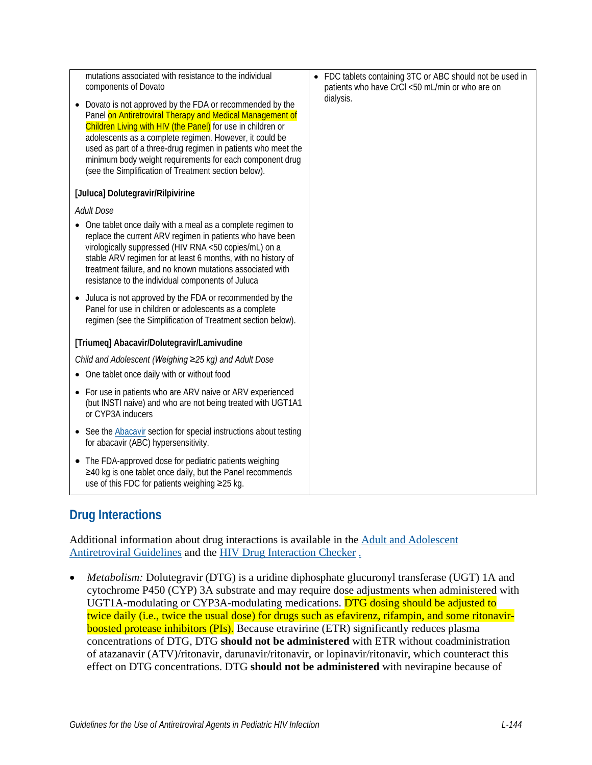| | |
|---|---|
| mutations associated with resistance to the individual components of Dovato<br>• Dovato is not approved by the FDA or recommended by the Panel on Antiretroviral Therapy and Medical Management of Children Living with HIV (the Panel) for use in children or adolescents as a complete regimen. However, it could be used as part of a three-drug regimen in patients who meet the minimum body weight requirements for each component drug (see the Simplification of Treatment section below).<br><br>**[Juluca] Dolutegravir/Rilpivirine**<br><br>*Adult Dose*<br>• One tablet once daily with a meal as a complete regimen to replace the current ARV regimen in patients who have been virologically suppressed (HIV RNA <50 copies/mL) on a stable ARV regimen for at least 6 months, with no history of treatment failure, and no known mutations associated with resistance to the individual components of Juluca<br>• Juluca is not approved by the FDA or recommended by the Panel for use in children or adolescents as a complete regimen (see the Simplification of Treatment section below).<br><br>**[Triumeq] Abacavir/Dolutegravir/Lamivudine**<br><br>*Child and Adolescent (Weighing ≥25 kg) and Adult Dose*<br>• One tablet once daily with or without food<br>• For use in patients who are ARV naive or ARV experienced (but INSTI naive) and who are not being treated with UGT1A1 or CYP3A inducers<br>• See the Abacavir section for special instructions about testing for abacavir (ABC) hypersensitivity.<br>• The FDA-approved dose for pediatric patients weighing ≥40 kg is one tablet once daily, but the Panel recommends use of this FDC for patients weighing ≥25 kg. | • FDC tablets containing 3TC or ABC should not be used in patients who have CrCl <50 mL/min or who are on dialysis. |

## Drug Interactions

Additional information about drug interactions is available in the Adult and Adolescent Antiretroviral Guidelines and the HIV Drug Interaction Checker .

- *Metabolism:* Dolutegravir (DTG) is a uridine diphosphate glucuronyl transferase (UGT) 1A and cytochrome P450 (CYP) 3A substrate and may require dose adjustments when administered with UGT1A-modulating or CYP3A-modulating medications. DTG dosing should be adjusted to twice daily (i.e., twice the usual dose) for drugs such as efavirenz, rifampin, and some ritonavir-boosted protease inhibitors (PIs). Because etravirine (ETR) significantly reduces plasma concentrations of DTG, DTG **should not be administered** with ETR without coadministration of atazanavir (ATV)/ritonavir, darunavir/ritonavir, or lopinavir/ritonavir, which counteract this effect on DTG concentrations. DTG **should not be administered** with nevirapine because of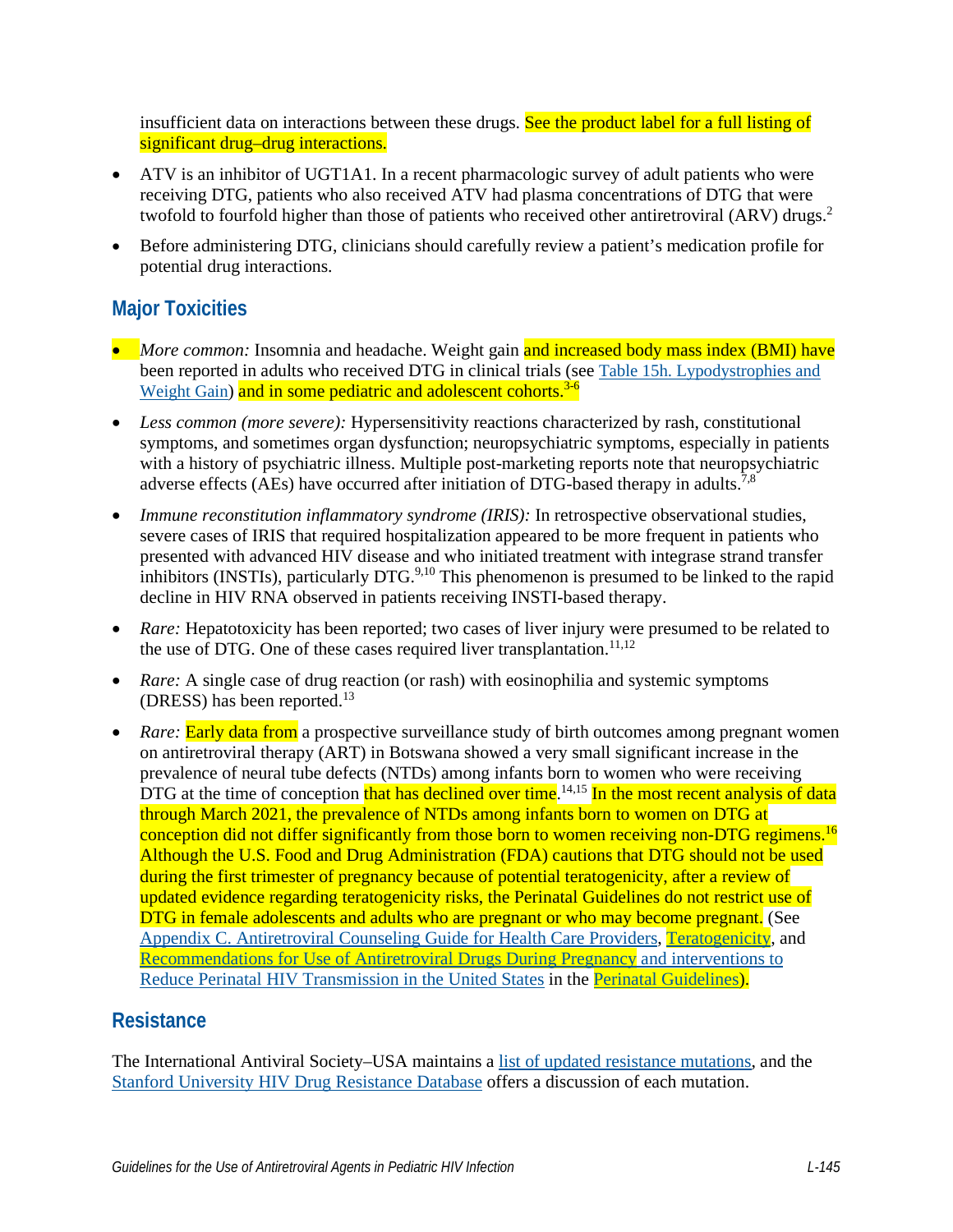insufficient data on interactions between these drugs. See the product label for a full listing of significant drug–drug interactions.

- ATV is an inhibitor of UGT1A1. In a recent pharmacologic survey of adult patients who were receiving DTG, patients who also received ATV had plasma concentrations of DTG that were twofold to fourfold higher than those of patients who received other antiretroviral (ARV) drugs.[2]
- Before administering DTG, clinicians should carefully review a patient's medication profile for potential drug interactions.

## Major Toxicities

- *More common:* Insomnia and headache. Weight gain and increased body mass index (BMI) have been reported in adults who received DTG in clinical trials (see Table 15h. Lypodystrophies and Weight Gain) and in some pediatric and adolescent cohorts.[3-6]
- *Less common (more severe):* Hypersensitivity reactions characterized by rash, constitutional symptoms, and sometimes organ dysfunction; neuropsychiatric symptoms, especially in patients with a history of psychiatric illness. Multiple post-marketing reports note that neuropsychiatric adverse effects (AEs) have occurred after initiation of DTG-based therapy in adults.[7,8]
- *Immune reconstitution inflammatory syndrome (IRIS):* In retrospective observational studies, severe cases of IRIS that required hospitalization appeared to be more frequent in patients who presented with advanced HIV disease and who initiated treatment with integrase strand transfer inhibitors (INSTIs), particularly DTG.[9,10] This phenomenon is presumed to be linked to the rapid decline in HIV RNA observed in patients receiving INSTI-based therapy.
- *Rare:* Hepatotoxicity has been reported; two cases of liver injury were presumed to be related to the use of DTG. One of these cases required liver transplantation.[11,12]
- *Rare:* A single case of drug reaction (or rash) with eosinophilia and systemic symptoms (DRESS) has been reported.[13]
- *Rare:* Early data from a prospective surveillance study of birth outcomes among pregnant women on antiretroviral therapy (ART) in Botswana showed a very small significant increase in the prevalence of neural tube defects (NTDs) among infants born to women who were receiving DTG at the time of conception that has declined over time.[14,15] In the most recent analysis of data through March 2021, the prevalence of NTDs among infants born to women on DTG at conception did not differ significantly from those born to women receiving non-DTG regimens.[16] Although the U.S. Food and Drug Administration (FDA) cautions that DTG should not be used during the first trimester of pregnancy because of potential teratogenicity, after a review of updated evidence regarding teratogenicity risks, the Perinatal Guidelines do not restrict use of DTG in female adolescents and adults who are pregnant or who may become pregnant. (See Appendix C. Antiretroviral Counseling Guide for Health Care Providers, Teratogenicity, and Recommendations for Use of Antiretroviral Drugs During Pregnancy and interventions to Reduce Perinatal HIV Transmission in the United States in the Perinatal Guidelines).

## Resistance

The International Antiviral Society–USA maintains a list of updated resistance mutations, and the Stanford University HIV Drug Resistance Database offers a discussion of each mutation.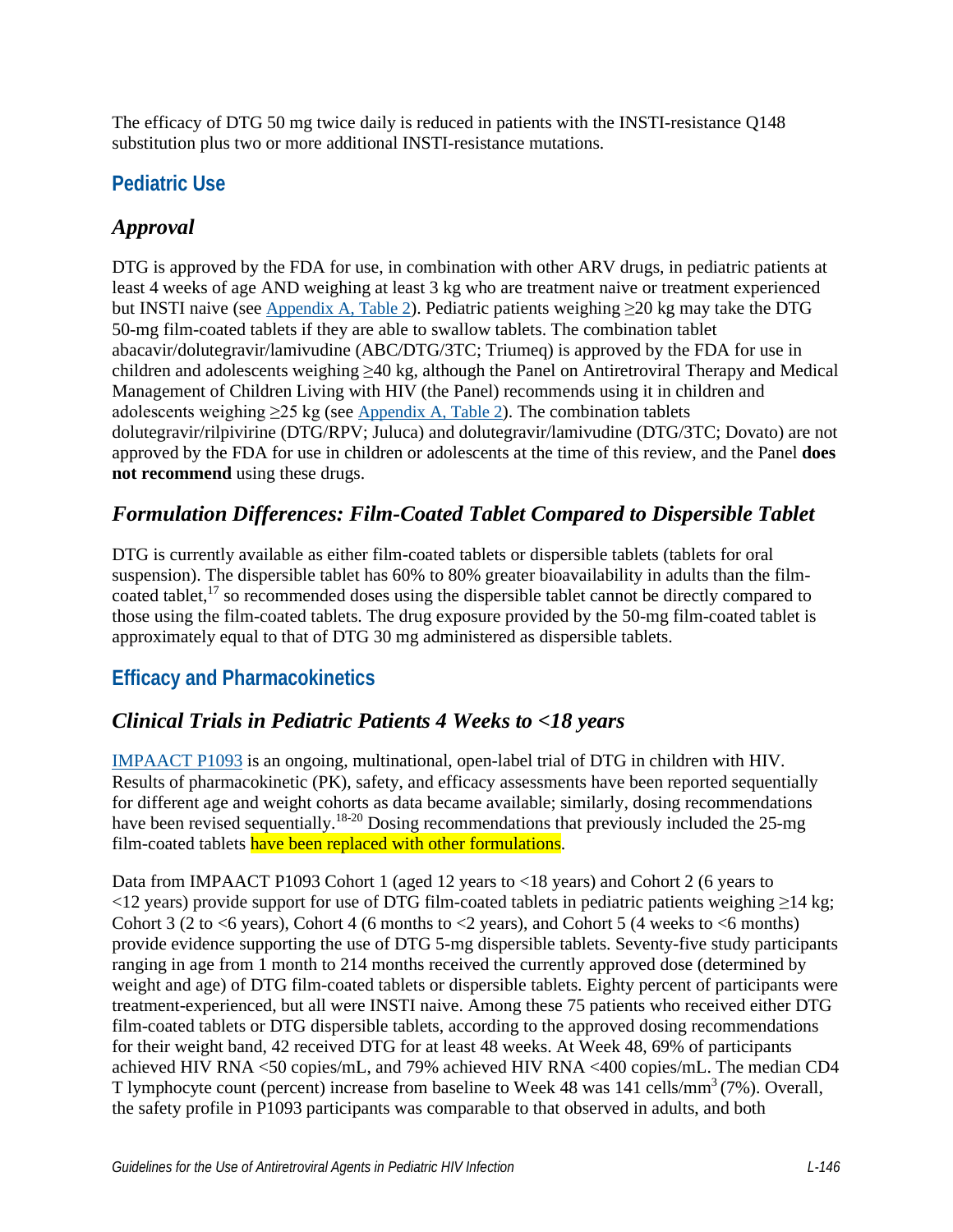The efficacy of DTG 50 mg twice daily is reduced in patients with the INSTI-resistance Q148 substitution plus two or more additional INSTI-resistance mutations.

## Pediatric Use

### *Approval*

DTG is approved by the FDA for use, in combination with other ARV drugs, in pediatric patients at least 4 weeks of age AND weighing at least 3 kg who are treatment naive or treatment experienced but INSTI naive (see Appendix A, Table 2). Pediatric patients weighing ≥20 kg may take the DTG 50-mg film-coated tablets if they are able to swallow tablets. The combination tablet abacavir/dolutegravir/lamivudine (ABC/DTG/3TC; Triumeq) is approved by the FDA for use in children and adolescents weighing ≥40 kg, although the Panel on Antiretroviral Therapy and Medical Management of Children Living with HIV (the Panel) recommends using it in children and adolescents weighing ≥25 kg (see Appendix A, Table 2). The combination tablets dolutegravir/rilpivirine (DTG/RPV; Juluca) and dolutegravir/lamivudine (DTG/3TC; Dovato) are not approved by the FDA for use in children or adolescents at the time of this review, and the Panel **does not recommend** using these drugs.

### *Formulation Differences: Film-Coated Tablet Compared to Dispersible Tablet*

DTG is currently available as either film-coated tablets or dispersible tablets (tablets for oral suspension). The dispersible tablet has 60% to 80% greater bioavailability in adults than the film-coated tablet,[17] so recommended doses using the dispersible tablet cannot be directly compared to those using the film-coated tablets. The drug exposure provided by the 50-mg film-coated tablet is approximately equal to that of DTG 30 mg administered as dispersible tablets.

## Efficacy and Pharmacokinetics

### *Clinical Trials in Pediatric Patients 4 Weeks to <18 years*

IMPAACT P1093 is an ongoing, multinational, open-label trial of DTG in children with HIV. Results of pharmacokinetic (PK), safety, and efficacy assessments have been reported sequentially for different age and weight cohorts as data became available; similarly, dosing recommendations have been revised sequentially.[18-20] Dosing recommendations that previously included the 25-mg film-coated tablets have been replaced with other formulations.

Data from IMPAACT P1093 Cohort 1 (aged 12 years to <18 years) and Cohort 2 (6 years to <12 years) provide support for use of DTG film-coated tablets in pediatric patients weighing ≥14 kg; Cohort 3 (2 to <6 years), Cohort 4 (6 months to <2 years), and Cohort 5 (4 weeks to <6 months) provide evidence supporting the use of DTG 5-mg dispersible tablets. Seventy-five study participants ranging in age from 1 month to 214 months received the currently approved dose (determined by weight and age) of DTG film-coated tablets or dispersible tablets. Eighty percent of participants were treatment-experienced, but all were INSTI naive. Among these 75 patients who received either DTG film-coated tablets or DTG dispersible tablets, according to the approved dosing recommendations for their weight band, 42 received DTG for at least 48 weeks. At Week 48, 69% of participants achieved HIV RNA <50 copies/mL, and 79% achieved HIV RNA <400 copies/mL. The median CD4 T lymphocyte count (percent) increase from baseline to Week 48 was 141 cells/mm$^3$ (7%). Overall, the safety profile in P1093 participants was comparable to that observed in adults, and both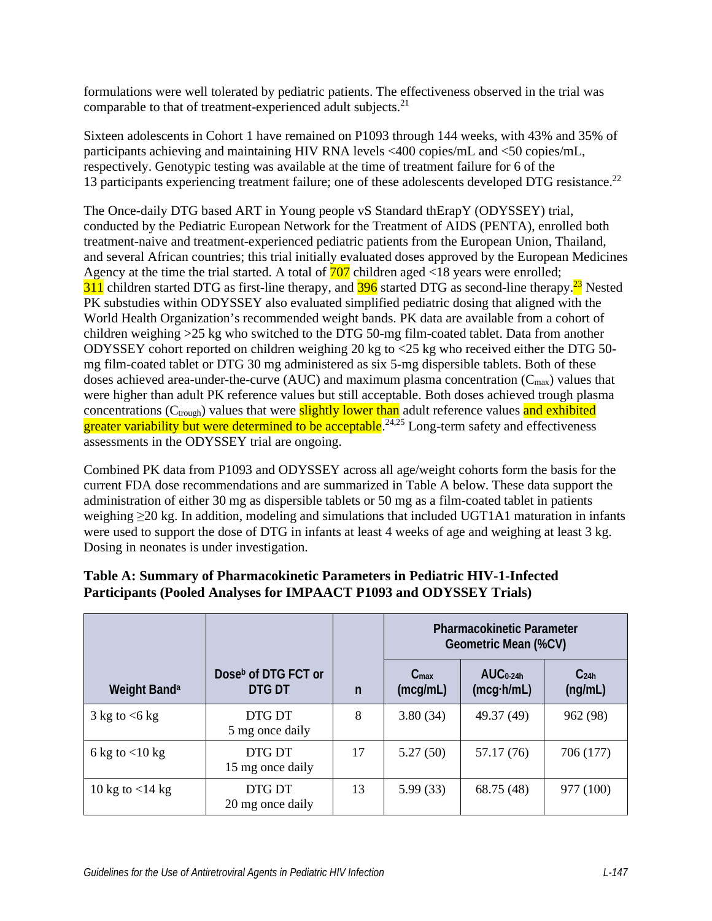formulations were well tolerated by pediatric patients. The effectiveness observed in the trial was comparable to that of treatment-experienced adult subjects.[21]

Sixteen adolescents in Cohort 1 have remained on P1093 through 144 weeks, with 43% and 35% of participants achieving and maintaining HIV RNA levels <400 copies/mL and <50 copies/mL, respectively. Genotypic testing was available at the time of treatment failure for 6 of the 13 participants experiencing treatment failure; one of these adolescents developed DTG resistance.[22]

The Once-daily DTG based ART in Young people vS Standard thErapY (ODYSSEY) trial, conducted by the Pediatric European Network for the Treatment of AIDS (PENTA), enrolled both treatment-naive and treatment-experienced pediatric patients from the European Union, Thailand, and several African countries; this trial initially evaluated doses approved by the European Medicines Agency at the time the trial started. A total of 707 children aged <18 years were enrolled; 311 children started DTG as first-line therapy, and 396 started DTG as second-line therapy.[23] Nested PK substudies within ODYSSEY also evaluated simplified pediatric dosing that aligned with the World Health Organization's recommended weight bands. PK data are available from a cohort of children weighing >25 kg who switched to the DTG 50-mg film-coated tablet. Data from another ODYSSEY cohort reported on children weighing 20 kg to <25 kg who received either the DTG 50-mg film-coated tablet or DTG 30 mg administered as six 5-mg dispersible tablets. Both of these doses achieved area-under-the-curve (AUC) and maximum plasma concentration ($C_{max}$) values that were higher than adult PK reference values but still acceptable. Both doses achieved trough plasma concentrations ($C_{trough}$) values that were slightly lower than adult reference values and exhibited greater variability but were determined to be acceptable.[24,25] Long-term safety and effectiveness assessments in the ODYSSEY trial are ongoing.

Combined PK data from P1093 and ODYSSEY across all age/weight cohorts form the basis for the current FDA dose recommendations and are summarized in Table A below. These data support the administration of either 30 mg as dispersible tablets or 50 mg as a film-coated tablet in patients weighing ≥20 kg. In addition, modeling and simulations that included UGT1A1 maturation in infants were used to support the dose of DTG in infants at least 4 weeks of age and weighing at least 3 kg. Dosing in neonates is under investigation.

**Table A: Summary of Pharmacokinetic Parameters in Pediatric HIV-1-Infected Participants (Pooled Analyses for IMPAACT P1093 and ODYSSEY Trials)**

| | | | Pharmacokinetic Parameter Geometric Mean (%CV) | | |
|---|---|---|---|---|---|
| Weight Band[a] | Dose[b] of DTG FCT or DTG DT | n | $C_{max}$ (mcg/mL) | $AUC_{0-24h}$ (mcg·h/mL) | $C_{24h}$ (ng/mL) |
| 3 kg to <6 kg | DTG DT 5 mg once daily | 8 | 3.80 (34) | 49.37 (49) | 962 (98) |
| 6 kg to <10 kg | DTG DT 15 mg once daily | 17 | 5.27 (50) | 57.17 (76) | 706 (177) |
| 10 kg to <14 kg | DTG DT 20 mg once daily | 13 | 5.99 (33) | 68.75 (48) | 977 (100) |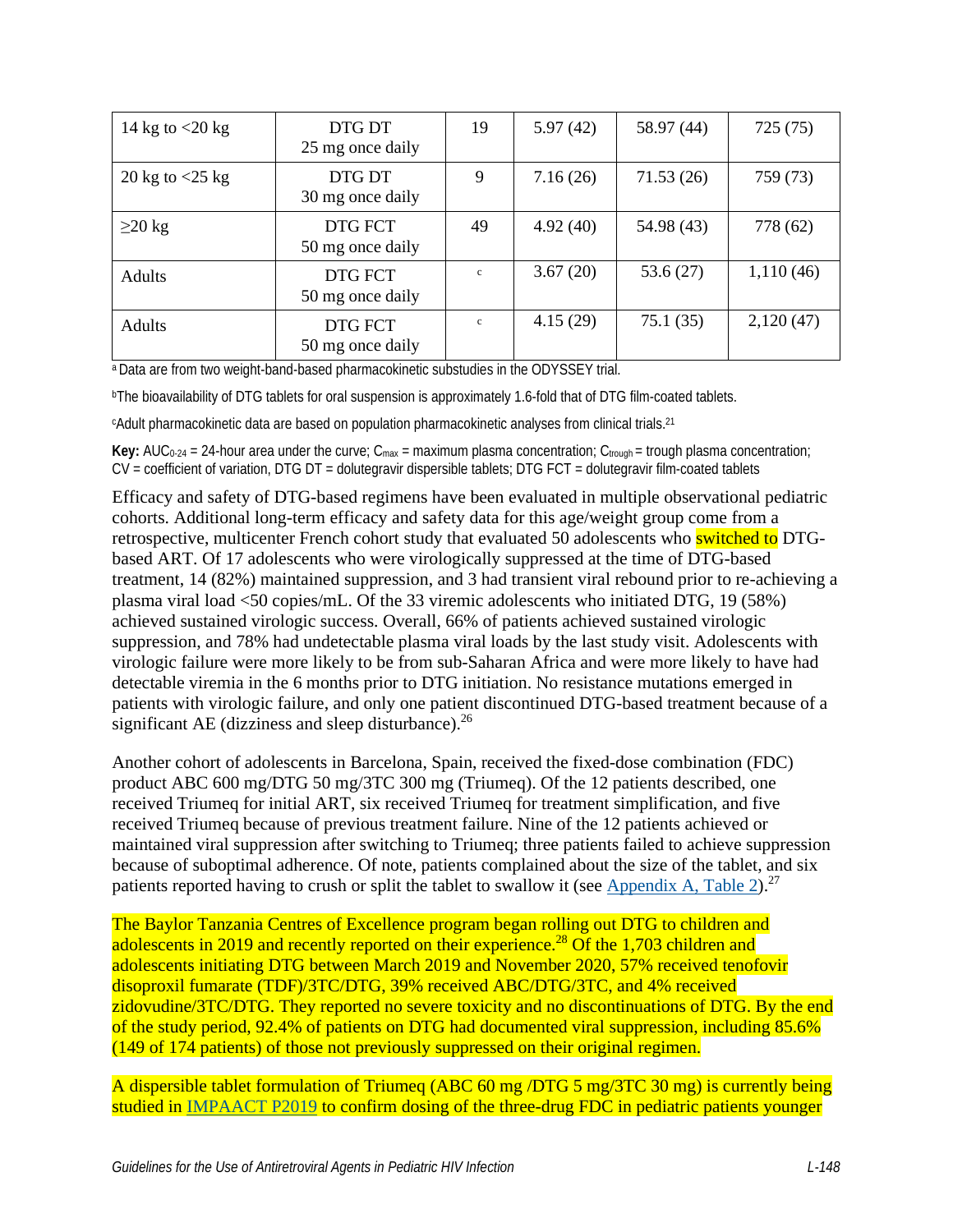| 14 kg to <20 kg | DTG DT 25 mg once daily | 19 | 5.97 (42) | 58.97 (44) | 725 (75) |
|---|---|---|---|---|---|
| 20 kg to <25 kg | DTG DT 30 mg once daily | 9 | 7.16 (26) | 71.53 (26) | 759 (73) |
| ≥20 kg | DTG FCT 50 mg once daily | 49 | 4.92 (40) | 54.98 (43) | 778 (62) |
| Adults | DTG FCT 50 mg once daily | [c] | 3.67 (20) | 53.6 (27) | 1,110 (46) |
| Adults | DTG FCT 50 mg once daily | [c] | 4.15 (29) | 75.1 (35) | 2,120 (47) |

[a] Data are from two weight-band-based pharmacokinetic substudies in the ODYSSEY trial.

[b] The bioavailability of DTG tablets for oral suspension is approximately 1.6-fold that of DTG film-coated tablets.

[c] Adult pharmacokinetic data are based on population pharmacokinetic analyses from clinical trials.[21]

**Key:** $AUC_{0-24}$ = 24-hour area under the curve; $C_{max}$ = maximum plasma concentration; $C_{trough}$ = trough plasma concentration; CV = coefficient of variation, DTG DT = dolutegravir dispersible tablets; DTG FCT = dolutegravir film-coated tablets

Efficacy and safety of DTG-based regimens have been evaluated in multiple observational pediatric cohorts. Additional long-term efficacy and safety data for this age/weight group come from a retrospective, multicenter French cohort study that evaluated 50 adolescents who switched to DTG-based ART. Of 17 adolescents who were virologically suppressed at the time of DTG-based treatment, 14 (82%) maintained suppression, and 3 had transient viral rebound prior to re-achieving a plasma viral load <50 copies/mL. Of the 33 viremic adolescents who initiated DTG, 19 (58%) achieved sustained virologic success. Overall, 66% of patients achieved sustained virologic suppression, and 78% had undetectable plasma viral loads by the last study visit. Adolescents with virologic failure were more likely to be from sub-Saharan Africa and were more likely to have had detectable viremia in the 6 months prior to DTG initiation. No resistance mutations emerged in patients with virologic failure, and only one patient discontinued DTG-based treatment because of a significant AE (dizziness and sleep disturbance).[26]

Another cohort of adolescents in Barcelona, Spain, received the fixed-dose combination (FDC) product ABC 600 mg/DTG 50 mg/3TC 300 mg (Triumeq). Of the 12 patients described, one received Triumeq for initial ART, six received Triumeq for treatment simplification, and five received Triumeq because of previous treatment failure. Nine of the 12 patients achieved or maintained viral suppression after switching to Triumeq; three patients failed to achieve suppression because of suboptimal adherence. Of note, patients complained about the size of the tablet, and six patients reported having to crush or split the tablet to swallow it (see Appendix A, Table 2).[27]

The Baylor Tanzania Centres of Excellence program began rolling out DTG to children and adolescents in 2019 and recently reported on their experience.[28] Of the 1,703 children and adolescents initiating DTG between March 2019 and November 2020, 57% received tenofovir disoproxil fumarate (TDF)/3TC/DTG, 39% received ABC/DTG/3TC, and 4% received zidovudine/3TC/DTG. They reported no severe toxicity and no discontinuations of DTG. By the end of the study period, 92.4% of patients on DTG had documented viral suppression, including 85.6% (149 of 174 patients) of those not previously suppressed on their original regimen.

A dispersible tablet formulation of Triumeq (ABC 60 mg /DTG 5 mg/3TC 30 mg) is currently being studied in IMPAACT P2019 to confirm dosing of the three-drug FDC in pediatric patients younger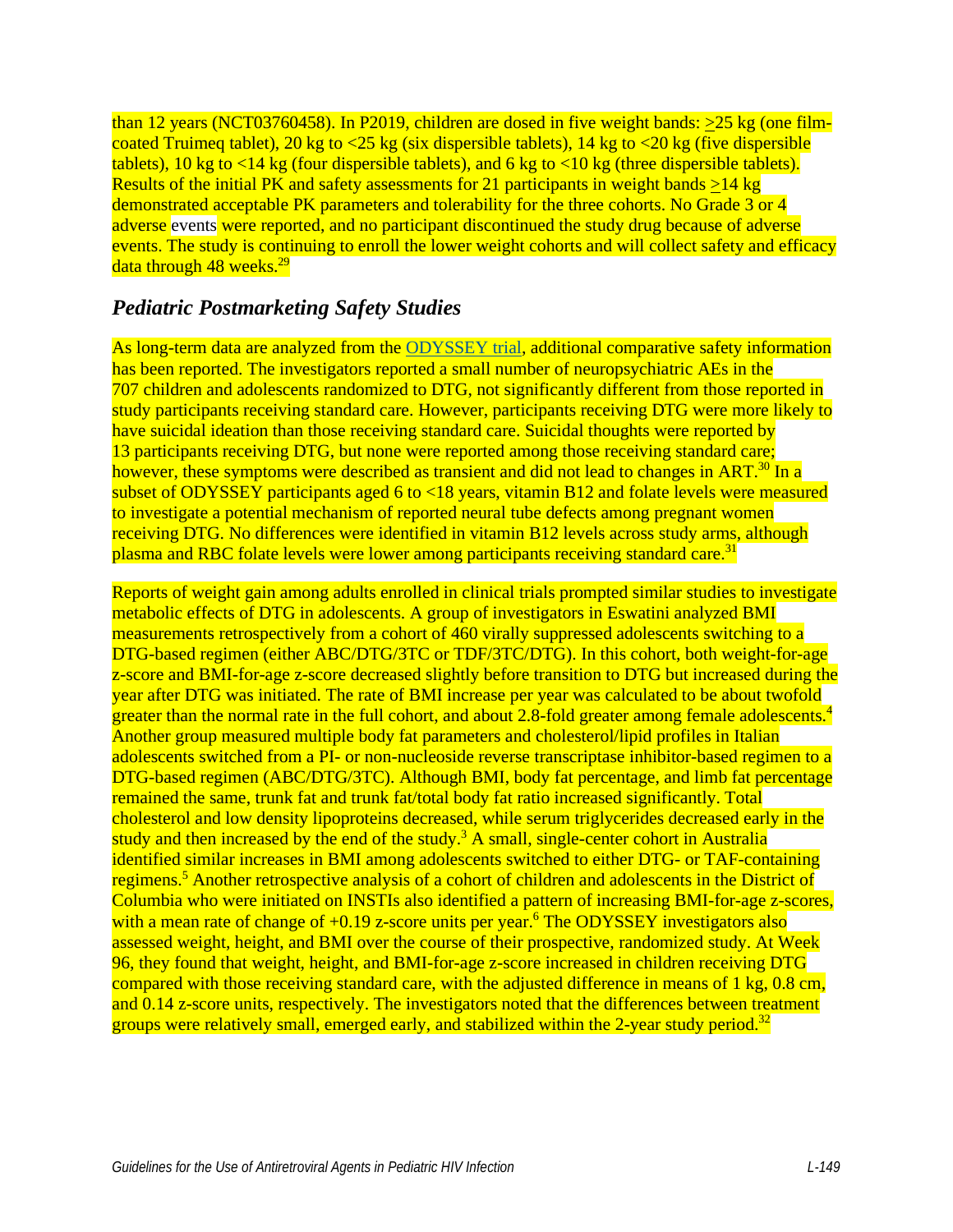than 12 years (NCT03760458). In P2019, children are dosed in five weight bands: ≥25 kg (one film-coated Triumeq tablet), 20 kg to <25 kg (six dispersible tablets), 14 kg to <20 kg (five dispersible tablets), 10 kg to <14 kg (four dispersible tablets), and 6 kg to <10 kg (three dispersible tablets). Results of the initial PK and safety assessments for 21 participants in weight bands ≥14 kg demonstrated acceptable PK parameters and tolerability for the three cohorts. No Grade 3 or 4 adverse events were reported, and no participant discontinued the study drug because of adverse events. The study is continuing to enroll the lower weight cohorts and will collect safety and efficacy data through 48 weeks.[29]

### *Pediatric Postmarketing Safety Studies*

As long-term data are analyzed from the ODYSSEY trial, additional comparative safety information has been reported. The investigators reported a small number of neuropsychiatric AEs in the 707 children and adolescents randomized to DTG, not significantly different from those reported in study participants receiving standard care. However, participants receiving DTG were more likely to have suicidal ideation than those receiving standard care. Suicidal thoughts were reported by 13 participants receiving DTG, but none were reported among those receiving standard care; however, these symptoms were described as transient and did not lead to changes in ART.[30] In a subset of ODYSSEY participants aged 6 to <18 years, vitamin B12 and folate levels were measured to investigate a potential mechanism of reported neural tube defects among pregnant women receiving DTG. No differences were identified in vitamin B12 levels across study arms, although plasma and RBC folate levels were lower among participants receiving standard care.[31]

Reports of weight gain among adults enrolled in clinical trials prompted similar studies to investigate metabolic effects of DTG in adolescents. A group of investigators in Eswatini analyzed BMI measurements retrospectively from a cohort of 460 virally suppressed adolescents switching to a DTG-based regimen (either ABC/DTG/3TC or TDF/3TC/DTG). In this cohort, both weight-for-age z-score and BMI-for-age z-score decreased slightly before transition to DTG but increased during the year after DTG was initiated. The rate of BMI increase per year was calculated to be about twofold greater than the normal rate in the full cohort, and about 2.8-fold greater among female adolescents.[4] Another group measured multiple body fat parameters and cholesterol/lipid profiles in Italian adolescents switched from a PI- or non-nucleoside reverse transcriptase inhibitor-based regimen to a DTG-based regimen (ABC/DTG/3TC). Although BMI, body fat percentage, and limb fat percentage remained the same, trunk fat and trunk fat/total body fat ratio increased significantly. Total cholesterol and low density lipoproteins decreased, while serum triglycerides decreased early in the study and then increased by the end of the study.[3] A small, single-center cohort in Australia identified similar increases in BMI among adolescents switched to either DTG- or TAF-containing regimens.[5] Another retrospective analysis of a cohort of children and adolescents in the District of Columbia who were initiated on INSTIs also identified a pattern of increasing BMI-for-age z-scores, with a mean rate of change of +0.19 z-score units per year.[6] The ODYSSEY investigators also assessed weight, height, and BMI over the course of their prospective, randomized study. At Week 96, they found that weight, height, and BMI-for-age z-score increased in children receiving DTG compared with those receiving standard care, with the adjusted difference in means of 1 kg, 0.8 cm, and 0.14 z-score units, respectively. The investigators noted that the differences between treatment groups were relatively small, emerged early, and stabilized within the 2-year study period.[32]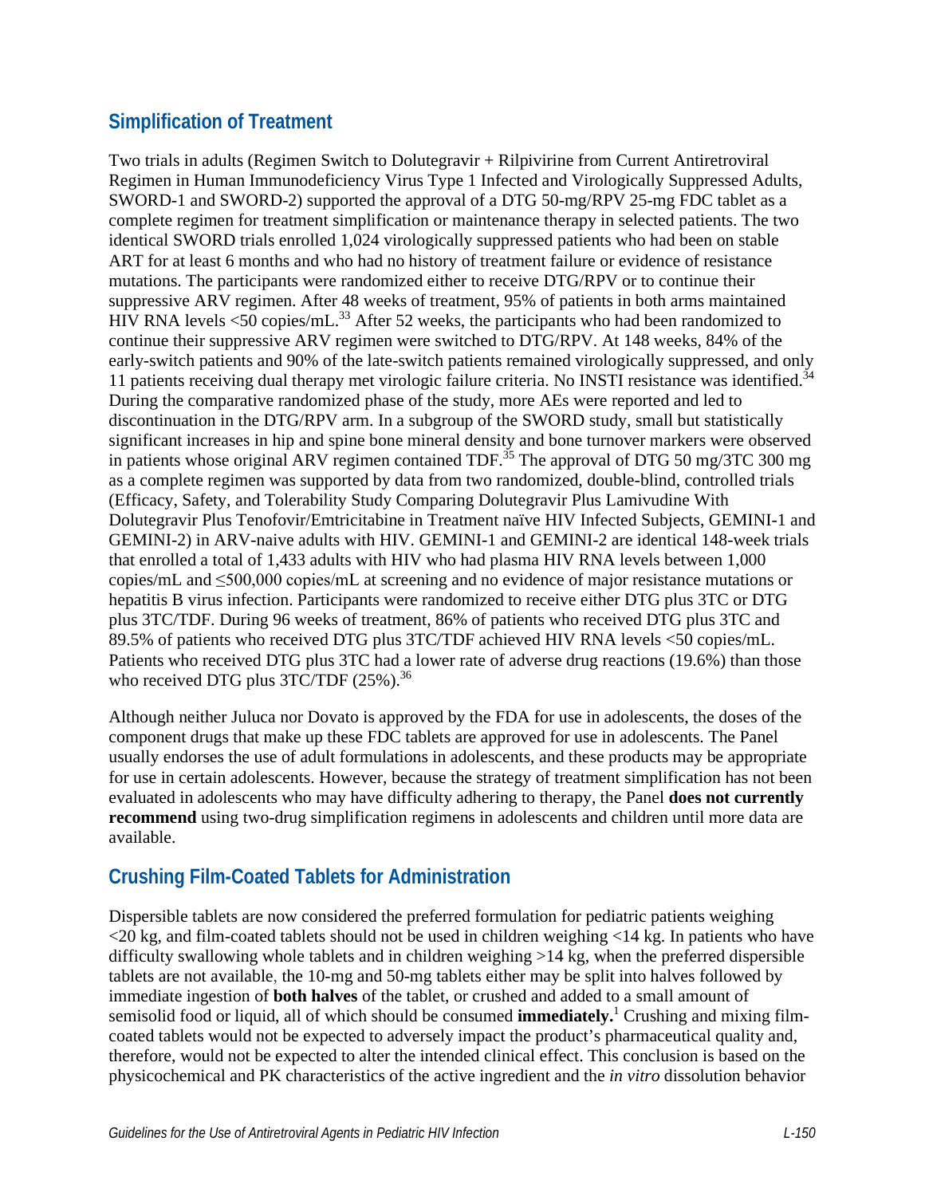## Simplification of Treatment

Two trials in adults (Regimen Switch to Dolutegravir + Rilpivirine from Current Antiretroviral Regimen in Human Immunodeficiency Virus Type 1 Infected and Virologically Suppressed Adults, SWORD-1 and SWORD-2) supported the approval of a DTG 50-mg/RPV 25-mg FDC tablet as a complete regimen for treatment simplification or maintenance therapy in selected patients. The two identical SWORD trials enrolled 1,024 virologically suppressed patients who had been on stable ART for at least 6 months and who had no history of treatment failure or evidence of resistance mutations. The participants were randomized either to receive DTG/RPV or to continue their suppressive ARV regimen. After 48 weeks of treatment, 95% of patients in both arms maintained HIV RNA levels <50 copies/mL.[33] After 52 weeks, the participants who had been randomized to continue their suppressive ARV regimen were switched to DTG/RPV. At 148 weeks, 84% of the early-switch patients and 90% of the late-switch patients remained virologically suppressed, and only 11 patients receiving dual therapy met virologic failure criteria. No INSTI resistance was identified.[34] During the comparative randomized phase of the study, more AEs were reported and led to discontinuation in the DTG/RPV arm. In a subgroup of the SWORD study, small but statistically significant increases in hip and spine bone mineral density and bone turnover markers were observed in patients whose original ARV regimen contained TDF.[35] The approval of DTG 50 mg/3TC 300 mg as a complete regimen was supported by data from two randomized, double-blind, controlled trials (Efficacy, Safety, and Tolerability Study Comparing Dolutegravir Plus Lamivudine With Dolutegravir Plus Tenofovir/Emtricitabine in Treatment naïve HIV Infected Subjects, GEMINI-1 and GEMINI-2) in ARV-naive adults with HIV. GEMINI-1 and GEMINI-2 are identical 148-week trials that enrolled a total of 1,433 adults with HIV who had plasma HIV RNA levels between 1,000 copies/mL and ≤500,000 copies/mL at screening and no evidence of major resistance mutations or hepatitis B virus infection. Participants were randomized to receive either DTG plus 3TC or DTG plus 3TC/TDF. During 96 weeks of treatment, 86% of patients who received DTG plus 3TC and 89.5% of patients who received DTG plus 3TC/TDF achieved HIV RNA levels <50 copies/mL. Patients who received DTG plus 3TC had a lower rate of adverse drug reactions (19.6%) than those who received DTG plus 3TC/TDF (25%).[36]

Although neither Juluca nor Dovato is approved by the FDA for use in adolescents, the doses of the component drugs that make up these FDC tablets are approved for use in adolescents. The Panel usually endorses the use of adult formulations in adolescents, and these products may be appropriate for use in certain adolescents. However, because the strategy of treatment simplification has not been evaluated in adolescents who may have difficulty adhering to therapy, the Panel **does not currently recommend** using two-drug simplification regimens in adolescents and children until more data are available.

## Crushing Film-Coated Tablets for Administration

Dispersible tablets are now considered the preferred formulation for pediatric patients weighing <20 kg, and film-coated tablets should not be used in children weighing <14 kg. In patients who have difficulty swallowing whole tablets and in children weighing >14 kg, when the preferred dispersible tablets are not available, the 10-mg and 50-mg tablets either may be split into halves followed by immediate ingestion of **both halves** of the tablet, or crushed and added to a small amount of semisolid food or liquid, all of which should be consumed **immediately.**[1] Crushing and mixing film-coated tablets would not be expected to adversely impact the product's pharmaceutical quality and, therefore, would not be expected to alter the intended clinical effect. This conclusion is based on the physicochemical and PK characteristics of the active ingredient and the *in vitro* dissolution behavior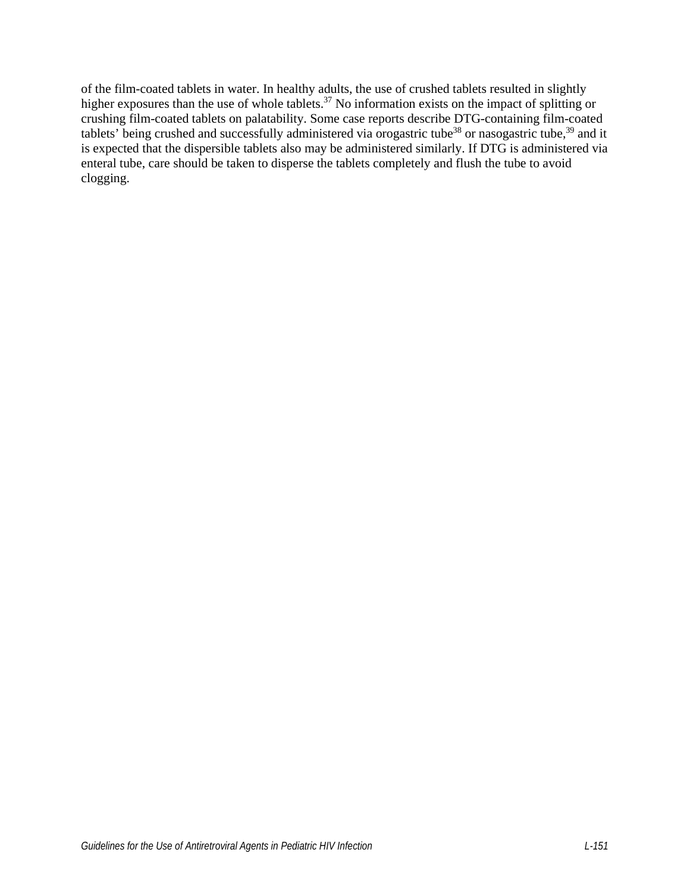of the film-coated tablets in water. In healthy adults, the use of crushed tablets resulted in slightly higher exposures than the use of whole tablets.[37] No information exists on the impact of splitting or crushing film-coated tablets on palatability. Some case reports describe DTG-containing film-coated tablets' being crushed and successfully administered via orogastric tube[38] or nasogastric tube,[39] and it is expected that the dispersible tablets also may be administered similarly. If DTG is administered via enteral tube, care should be taken to disperse the tablets completely and flush the tube to avoid clogging.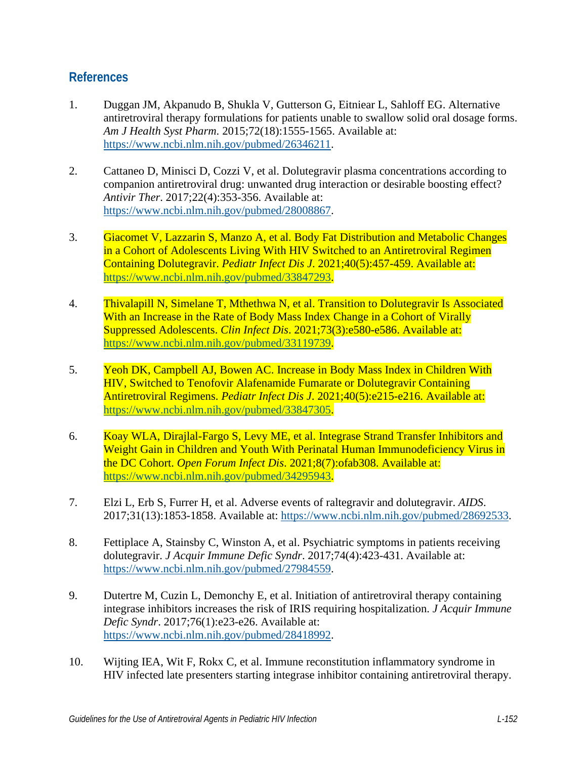## References

1. Duggan JM, Akpanudo B, Shukla V, Gutterson G, Eitniear L, Sahloff EG. Alternative antiretroviral therapy formulations for patients unable to swallow solid oral dosage forms. *Am J Health Syst Pharm*. 2015;72(18):1555-1565. Available at: https://www.ncbi.nlm.nih.gov/pubmed/26346211.

2. Cattaneo D, Minisci D, Cozzi V, et al. Dolutegravir plasma concentrations according to companion antiretroviral drug: unwanted drug interaction or desirable boosting effect? *Antivir Ther*. 2017;22(4):353-356. Available at: https://www.ncbi.nlm.nih.gov/pubmed/28008867.

3. Giacomet V, Lazzarin S, Manzo A, et al. Body Fat Distribution and Metabolic Changes in a Cohort of Adolescents Living With HIV Switched to an Antiretroviral Regimen Containing Dolutegravir. *Pediatr Infect Dis J*. 2021;40(5):457-459. Available at: https://www.ncbi.nlm.nih.gov/pubmed/33847293.

4. Thivalapill N, Simelane T, Mthethwa N, et al. Transition to Dolutegravir Is Associated With an Increase in the Rate of Body Mass Index Change in a Cohort of Virally Suppressed Adolescents. *Clin Infect Dis*. 2021;73(3):e580-e586. Available at: https://www.ncbi.nlm.nih.gov/pubmed/33119739.

5. Yeoh DK, Campbell AJ, Bowen AC. Increase in Body Mass Index in Children With HIV, Switched to Tenofovir Alafenamide Fumarate or Dolutegravir Containing Antiretroviral Regimens. *Pediatr Infect Dis J*. 2021;40(5):e215-e216. Available at: https://www.ncbi.nlm.nih.gov/pubmed/33847305.

6. Koay WLA, Dirajlal-Fargo S, Levy ME, et al. Integrase Strand Transfer Inhibitors and Weight Gain in Children and Youth With Perinatal Human Immunodeficiency Virus in the DC Cohort. *Open Forum Infect Dis*. 2021;8(7):ofab308. Available at: https://www.ncbi.nlm.nih.gov/pubmed/34295943.

7. Elzi L, Erb S, Furrer H, et al. Adverse events of raltegravir and dolutegravir. *AIDS*. 2017;31(13):1853-1858. Available at: https://www.ncbi.nlm.nih.gov/pubmed/28692533.

8. Fettiplace A, Stainsby C, Winston A, et al. Psychiatric symptoms in patients receiving dolutegravir. *J Acquir Immune Defic Syndr*. 2017;74(4):423-431. Available at: https://www.ncbi.nlm.nih.gov/pubmed/27984559.

9. Dutertre M, Cuzin L, Demonchy E, et al. Initiation of antiretroviral therapy containing integrase inhibitors increases the risk of IRIS requiring hospitalization. *J Acquir Immune Defic Syndr*. 2017;76(1):e23-e26. Available at: https://www.ncbi.nlm.nih.gov/pubmed/28418992.

10. Wijting IEA, Wit F, Rokx C, et al. Immune reconstitution inflammatory syndrome in HIV infected late presenters starting integrase inhibitor containing antiretroviral therapy.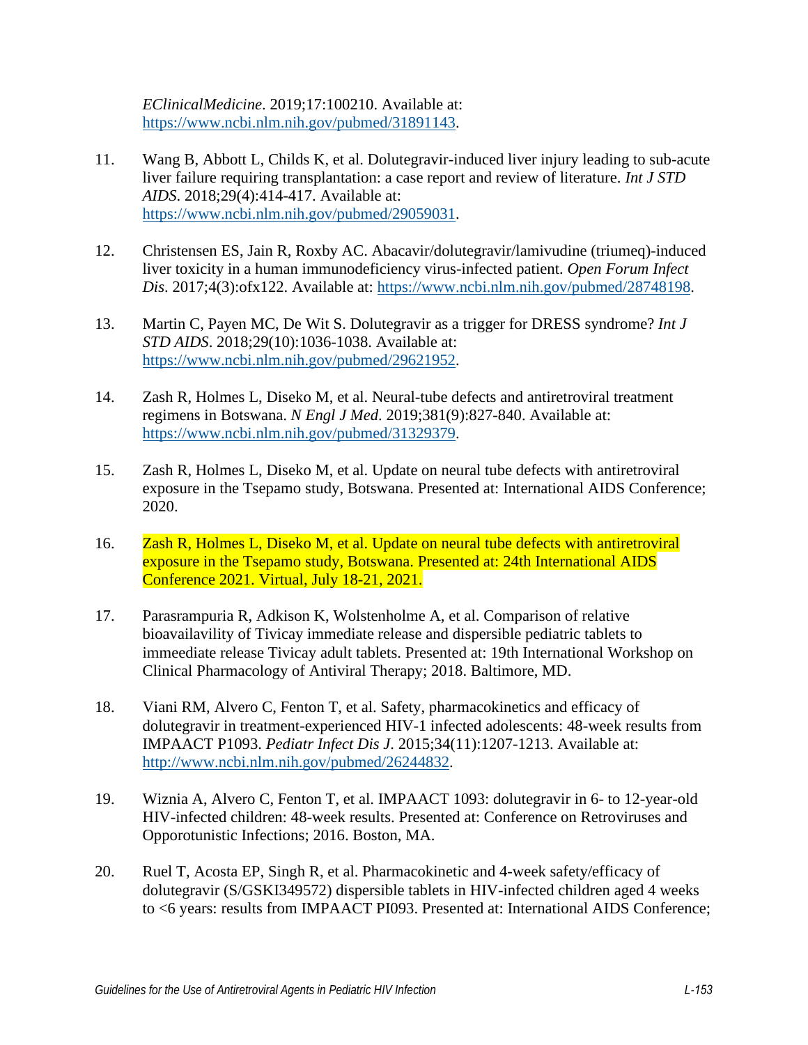*EClinicalMedicine*. 2019;17:100210. Available at: https://www.ncbi.nlm.nih.gov/pubmed/31891143.

11. Wang B, Abbott L, Childs K, et al. Dolutegravir-induced liver injury leading to sub-acute liver failure requiring transplantation: a case report and review of literature. *Int J STD AIDS*. 2018;29(4):414-417. Available at: https://www.ncbi.nlm.nih.gov/pubmed/29059031.

12. Christensen ES, Jain R, Roxby AC. Abacavir/dolutegravir/lamivudine (triumeq)-induced liver toxicity in a human immunodeficiency virus-infected patient. *Open Forum Infect Dis*. 2017;4(3):ofx122. Available at: https://www.ncbi.nlm.nih.gov/pubmed/28748198.

13. Martin C, Payen MC, De Wit S. Dolutegravir as a trigger for DRESS syndrome? *Int J STD AIDS*. 2018;29(10):1036-1038. Available at: https://www.ncbi.nlm.nih.gov/pubmed/29621952.

14. Zash R, Holmes L, Diseko M, et al. Neural-tube defects and antiretroviral treatment regimens in Botswana. *N Engl J Med*. 2019;381(9):827-840. Available at: https://www.ncbi.nlm.nih.gov/pubmed/31329379.

15. Zash R, Holmes L, Diseko M, et al. Update on neural tube defects with antiretroviral exposure in the Tsepamo study, Botswana. Presented at: International AIDS Conference; 2020.

16. Zash R, Holmes L, Diseko M, et al. Update on neural tube defects with antiretroviral exposure in the Tsepamo study, Botswana. Presented at: 24th International AIDS Conference 2021. Virtual, July 18-21, 2021.

17. Parasrampuria R, Adkison K, Wolstenholme A, et al. Comparison of relative bioavailavility of Tivicay immediate release and dispersible pediatric tablets to immeediate release Tivicay adult tablets. Presented at: 19th International Workshop on Clinical Pharmacology of Antiviral Therapy; 2018. Baltimore, MD.

18. Viani RM, Alvero C, Fenton T, et al. Safety, pharmacokinetics and efficacy of dolutegravir in treatment-experienced HIV-1 infected adolescents: 48-week results from IMPAACT P1093. *Pediatr Infect Dis J*. 2015;34(11):1207-1213. Available at: http://www.ncbi.nlm.nih.gov/pubmed/26244832.

19. Wiznia A, Alvero C, Fenton T, et al. IMPAACT 1093: dolutegravir in 6- to 12-year-old HIV-infected children: 48-week results. Presented at: Conference on Retroviruses and Opporotunistic Infections; 2016. Boston, MA.

20. Ruel T, Acosta EP, Singh R, et al. Pharmacokinetic and 4-week safety/efficacy of dolutegravir (S/GSKI349572) dispersible tablets in HIV-infected children aged 4 weeks to <6 years: results from IMPAACT PI093. Presented at: International AIDS Conference;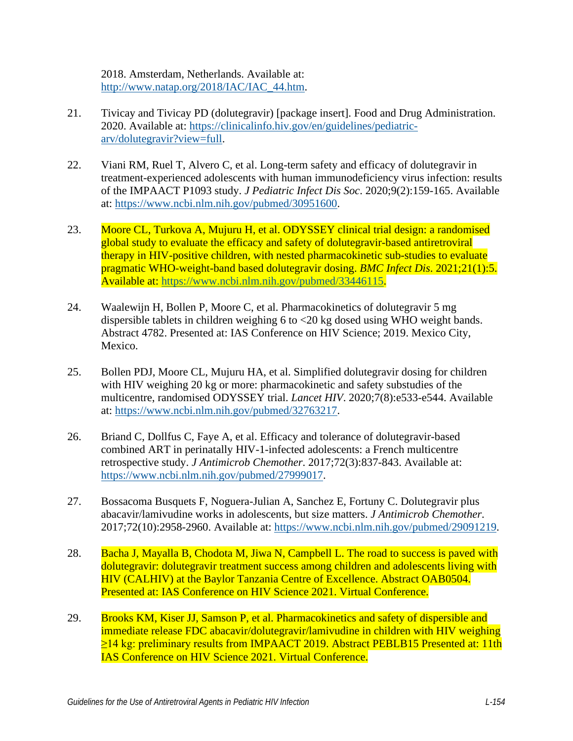2018. Amsterdam, Netherlands. Available at: http://www.natap.org/2018/IAC/IAC_44.htm.

21. Tivicay and Tivicay PD (dolutegravir) [package insert]. Food and Drug Administration. 2020. Available at: https://clinicalinfo.hiv.gov/en/guidelines/pediatric-arv/dolutegravir?view=full.

22. Viani RM, Ruel T, Alvero C, et al. Long-term safety and efficacy of dolutegravir in treatment-experienced adolescents with human immunodeficiency virus infection: results of the IMPAACT P1093 study. *J Pediatric Infect Dis Soc*. 2020;9(2):159-165. Available at: https://www.ncbi.nlm.nih.gov/pubmed/30951600.

23. Moore CL, Turkova A, Mujuru H, et al. ODYSSEY clinical trial design: a randomised global study to evaluate the efficacy and safety of dolutegravir-based antiretroviral therapy in HIV-positive children, with nested pharmacokinetic sub-studies to evaluate pragmatic WHO-weight-band based dolutegravir dosing. *BMC Infect Dis*. 2021;21(1):5. Available at: https://www.ncbi.nlm.nih.gov/pubmed/33446115.

24. Waalewijn H, Bollen P, Moore C, et al. Pharmacokinetics of dolutegravir 5 mg dispersible tablets in children weighing 6 to <20 kg dosed using WHO weight bands. Abstract 4782. Presented at: IAS Conference on HIV Science; 2019. Mexico City, Mexico.

25. Bollen PDJ, Moore CL, Mujuru HA, et al. Simplified dolutegravir dosing for children with HIV weighing 20 kg or more: pharmacokinetic and safety substudies of the multicentre, randomised ODYSSEY trial. *Lancet HIV*. 2020;7(8):e533-e544. Available at: https://www.ncbi.nlm.nih.gov/pubmed/32763217.

26. Briand C, Dollfus C, Faye A, et al. Efficacy and tolerance of dolutegravir-based combined ART in perinatally HIV-1-infected adolescents: a French multicentre retrospective study. *J Antimicrob Chemother*. 2017;72(3):837-843. Available at: https://www.ncbi.nlm.nih.gov/pubmed/27999017.

27. Bossacoma Busquets F, Noguera-Julian A, Sanchez E, Fortuny C. Dolutegravir plus abacavir/lamivudine works in adolescents, but size matters. *J Antimicrob Chemother*. 2017;72(10):2958-2960. Available at: https://www.ncbi.nlm.nih.gov/pubmed/29091219.

28. Bacha J, Mayalla B, Chodota M, Jiwa N, Campbell L. The road to success is paved with dolutegravir: dolutegravir treatment success among children and adolescents living with HIV (CALHIV) at the Baylor Tanzania Centre of Excellence. Abstract OAB0504. Presented at: IAS Conference on HIV Science 2021. Virtual Conference.

29. Brooks KM, Kiser JJ, Samson P, et al. Pharmacokinetics and safety of dispersible and immediate release FDC abacavir/dolutegravir/lamivudine in children with HIV weighing ≥14 kg: preliminary results from IMPAACT 2019. Abstract PEBLB15 Presented at: 11th IAS Conference on HIV Science 2021. Virtual Conference.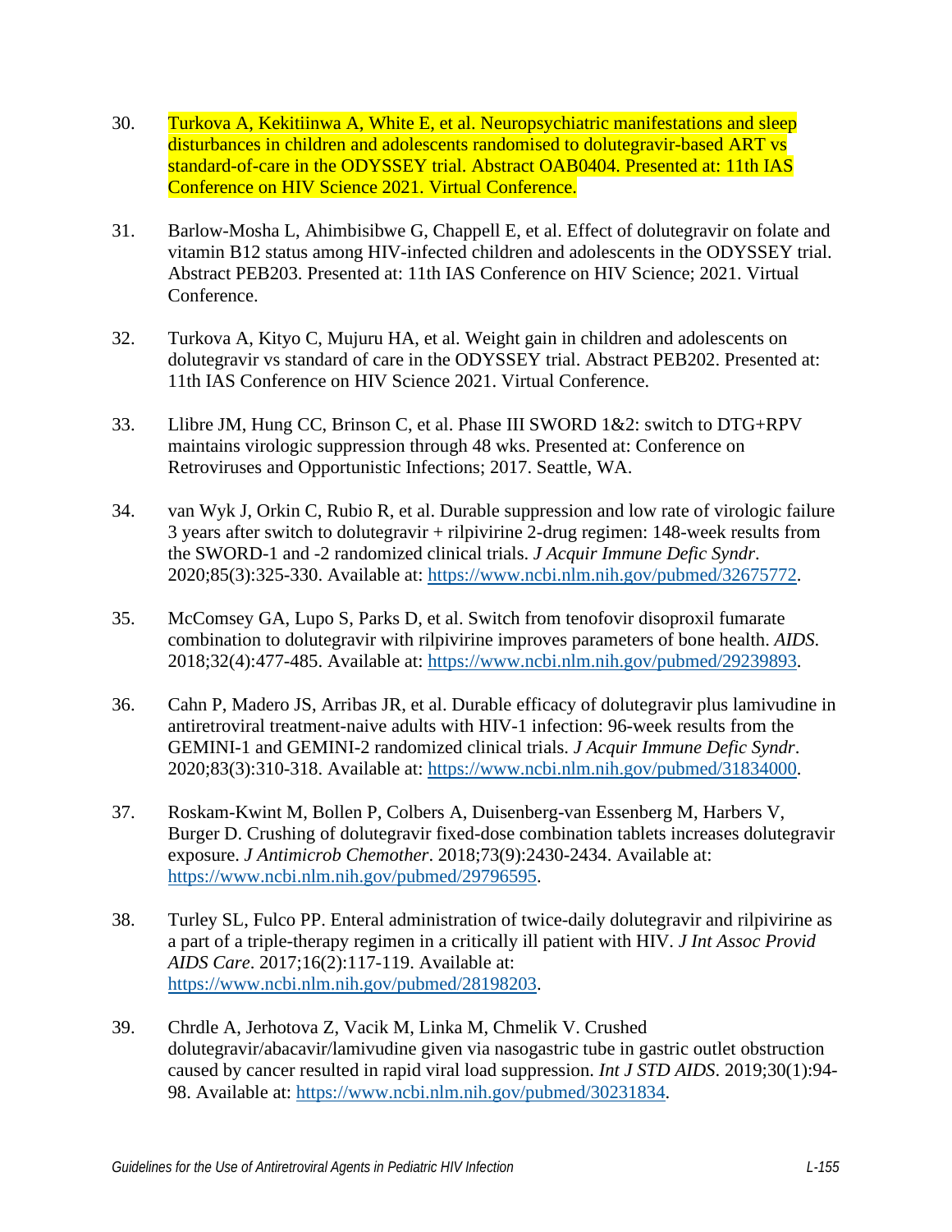30. Turkova A, Kekitiinwa A, White E, et al. Neuropsychiatric manifestations and sleep disturbances in children and adolescents randomised to dolutegravir-based ART vs standard-of-care in the ODYSSEY trial. Abstract OAB0404. Presented at: 11th IAS Conference on HIV Science 2021. Virtual Conference.

31. Barlow-Mosha L, Ahimbisibwe G, Chappell E, et al. Effect of dolutegravir on folate and vitamin B12 status among HIV-infected children and adolescents in the ODYSSEY trial. Abstract PEB203. Presented at: 11th IAS Conference on HIV Science; 2021. Virtual Conference.

32. Turkova A, Kityo C, Mujuru HA, et al. Weight gain in children and adolescents on dolutegravir vs standard of care in the ODYSSEY trial. Abstract PEB202. Presented at: 11th IAS Conference on HIV Science 2021. Virtual Conference.

33. Llibre JM, Hung CC, Brinson C, et al. Phase III SWORD 1&2: switch to DTG+RPV maintains virologic suppression through 48 wks. Presented at: Conference on Retroviruses and Opportunistic Infections; 2017. Seattle, WA.

34. van Wyk J, Orkin C, Rubio R, et al. Durable suppression and low rate of virologic failure 3 years after switch to dolutegravir + rilpivirine 2-drug regimen: 148-week results from the SWORD-1 and -2 randomized clinical trials. *J Acquir Immune Defic Syndr*. 2020;85(3):325-330. Available at: https://www.ncbi.nlm.nih.gov/pubmed/32675772.

35. McComsey GA, Lupo S, Parks D, et al. Switch from tenofovir disoproxil fumarate combination to dolutegravir with rilpivirine improves parameters of bone health. *AIDS*. 2018;32(4):477-485. Available at: https://www.ncbi.nlm.nih.gov/pubmed/29239893.

36. Cahn P, Madero JS, Arribas JR, et al. Durable efficacy of dolutegravir plus lamivudine in antiretroviral treatment-naive adults with HIV-1 infection: 96-week results from the GEMINI-1 and GEMINI-2 randomized clinical trials. *J Acquir Immune Defic Syndr*. 2020;83(3):310-318. Available at: https://www.ncbi.nlm.nih.gov/pubmed/31834000.

37. Roskam-Kwint M, Bollen P, Colbers A, Duisenberg-van Essenberg M, Harbers V, Burger D. Crushing of dolutegravir fixed-dose combination tablets increases dolutegravir exposure. *J Antimicrob Chemother*. 2018;73(9):2430-2434. Available at: https://www.ncbi.nlm.nih.gov/pubmed/29796595.

38. Turley SL, Fulco PP. Enteral administration of twice-daily dolutegravir and rilpivirine as a part of a triple-therapy regimen in a critically ill patient with HIV. *J Int Assoc Provid AIDS Care*. 2017;16(2):117-119. Available at: https://www.ncbi.nlm.nih.gov/pubmed/28198203.

39. Chrdle A, Jerhotova Z, Vacik M, Linka M, Chmelik V. Crushed dolutegravir/abacavir/lamivudine given via nasogastric tube in gastric outlet obstruction caused by cancer resulted in rapid viral load suppression. *Int J STD AIDS*. 2019;30(1):94-98. Available at: https://www.ncbi.nlm.nih.gov/pubmed/30231834.